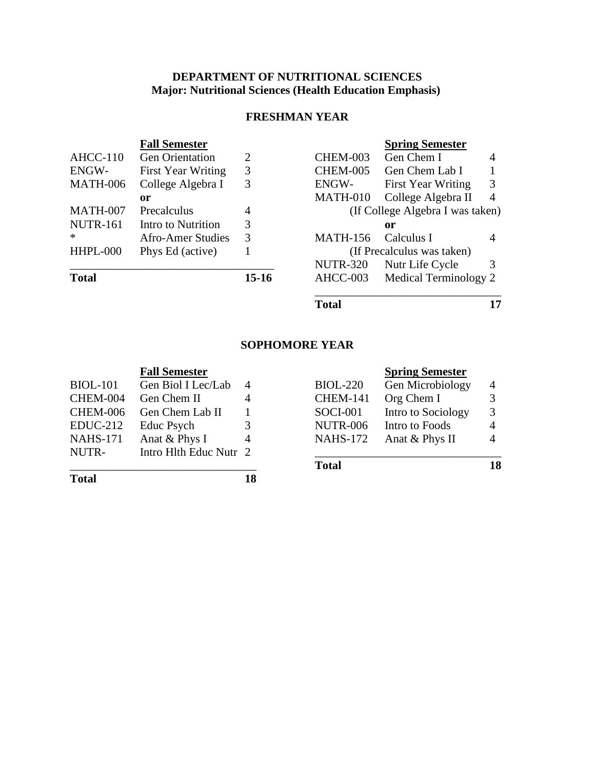**DEPARTMENT OF NUTRITIONAL SCIENCES**
**Major: Nutritional Sciences (Health Education Emphasis)**

## FRESHMAN YEAR

**Fall Semester**

| Course | Title | Credits |
|---|---|---|
| AHCC-110 | Gen Orientation | 2 |
| ENGW- | First Year Writing | 3 |
| MATH-006 | College Algebra I | 3 |
| | **or** | |
| MATH-007 | Precalculus | 4 |
| NUTR-161 | Intro to Nutrition | 3 |
| * | Afro-Amer Studies | 3 |
| HHPL-000 | Phys Ed (active) | 1 |
| **Total** | | **15-16** |

**Spring Semester**

| Course | Title | Credits |
|---|---|---|
| CHEM-003 | Gen Chem I | 4 |
| CHEM-005 | Gen Chem Lab I | 1 |
| ENGW- | First Year Writing | 3 |
| MATH-010 | College Algebra II | 4 |
| | (If College Algebra I was taken) | |
| | **or** | |
| MATH-156 | Calculus I | 4 |
| | (If Precalculus was taken) | |
| NUTR-320 | Nutr Life Cycle | 3 |
| AHCC-003 | Medical Terminology | 2 |
| **Total** | | **17** |

## SOPHOMORE YEAR

**Fall Semester**

| Course | Title | Credits |
|---|---|---|
| BIOL-101 | Gen Biol I Lec/Lab | 4 |
| CHEM-004 | Gen Chem II | 4 |
| CHEM-006 | Gen Chem Lab II | 1 |
| EDUC-212 | Educ Psych | 3 |
| NAHS-171 | Anat & Phys I | 4 |
| NUTR- | Intro Hlth Educ Nutr | 2 |
| **Total** | | **18** |

**Spring Semester**

| Course | Title | Credits |
|---|---|---|
| BIOL-220 | Gen Microbiology | 4 |
| CHEM-141 | Org Chem I | 3 |
| SOCI-001 | Intro to Sociology | 3 |
| NUTR-006 | Intro to Foods | 4 |
| NAHS-172 | Anat & Phys II | 4 |
| **Total** | | **18** |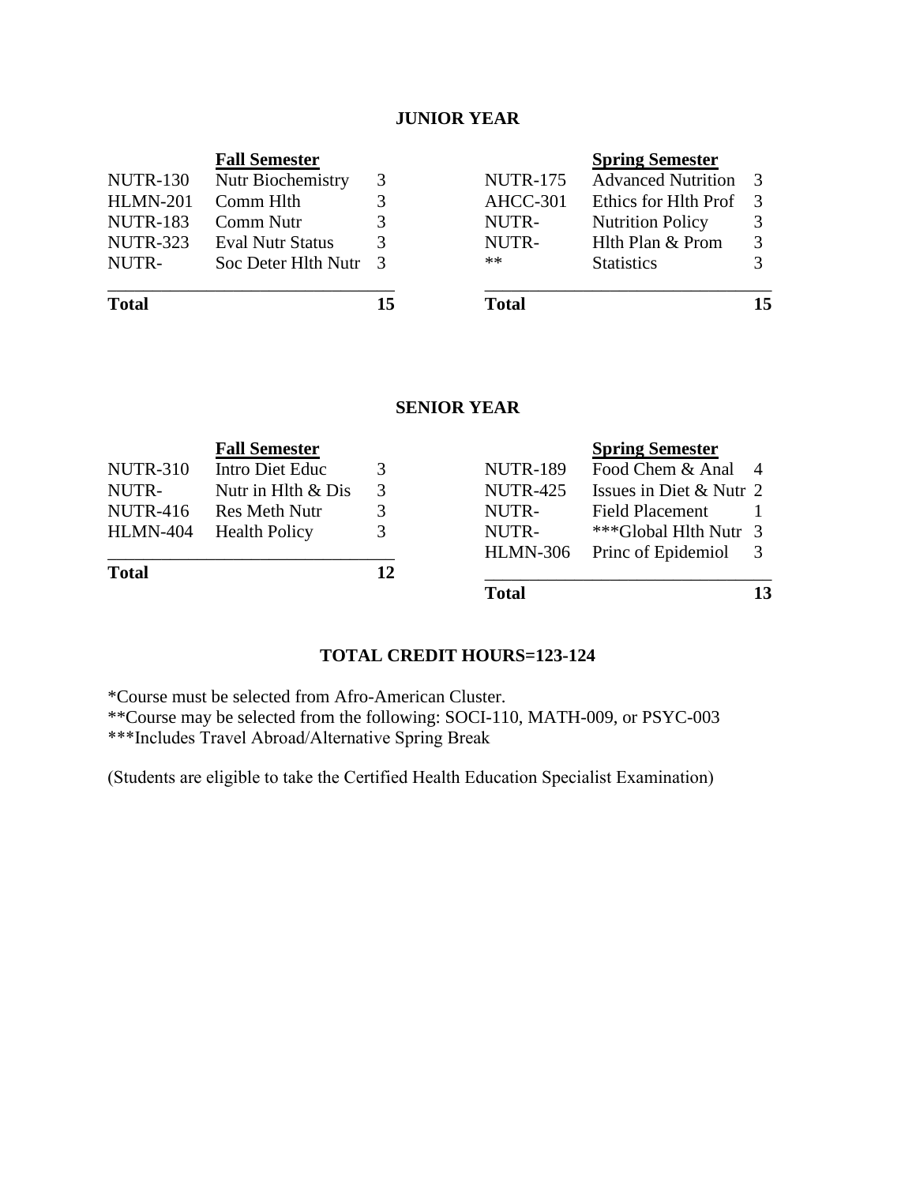## JUNIOR YEAR

| Fall Semester | | | Spring Semester | | |
|---|---|---|---|---|---|
| NUTR-130 | Nutr Biochemistry | 3 | NUTR-175 | Advanced Nutrition | 3 |
| HLMN-201 | Comm Hlth | 3 | AHCC-301 | Ethics for Hlth Prof | 3 |
| NUTR-183 | Comm Nutr | 3 | NUTR- | Nutrition Policy | 3 |
| NUTR-323 | Eval Nutr Status | 3 | NUTR- | Hlth Plan & Prom | 3 |
| NUTR- | Soc Deter Hlth Nutr | 3 | ** | Statistics | 3 |
| **Total** | | **15** | **Total** | | **15** |

## SENIOR YEAR

| Fall Semester | | | Spring Semester | | |
|---|---|---|---|---|---|
| NUTR-310 | Intro Diet Educ | 3 | NUTR-189 | Food Chem & Anal | 4 |
| NUTR- | Nutr in Hlth & Dis | 3 | NUTR-425 | Issues in Diet & Nutr | 2 |
| NUTR-416 | Res Meth Nutr | 3 | NUTR- | Field Placement | 1 |
| HLMN-404 | Health Policy | 3 | NUTR- | ***Global Hlth Nutr | 3 |
| **Total** | | **12** | HLMN-306 | Princ of Epidemiol | 3 |
| | | | **Total** | | **13** |

**TOTAL CREDIT HOURS=123-124**

*Course must be selected from Afro-American Cluster.
**Course may be selected from the following: SOCI-110, MATH-009, or PSYC-003
***Includes Travel Abroad/Alternative Spring Break

(Students are eligible to take the Certified Health Education Specialist Examination)